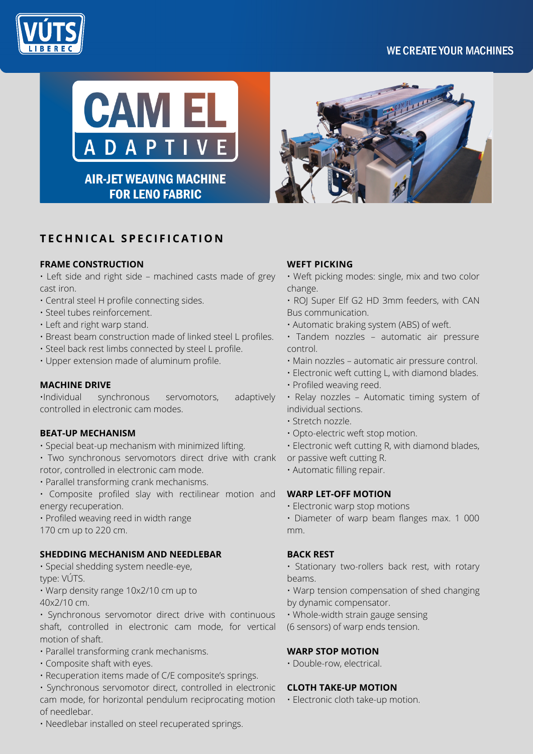VÚTS LIBEREC

WE CREATE YOUR MACHINES

# CAM EL ADAPTIVE

## AIR-JET WEAVING MACHINE FOR LENO FABRIC

## TECHNICAL SPECIFICATION

### FRAME CONSTRUCTION

- Left side and right side – machined casts made of grey cast iron.
- Central steel H profile connecting sides.
- Steel tubes reinforcement.
- Left and right warp stand.
- Breast beam construction made of linked steel L profiles.
- Steel back rest limbs connected by steel L profile.
- Upper extension made of aluminum profile.

### MACHINE DRIVE

- Individual synchronous servomotors, adaptively controlled in electronic cam modes.

### BEAT-UP MECHANISM

- Special beat-up mechanism with minimized lifting.
- Two synchronous servomotors direct drive with crank rotor, controlled in electronic cam mode.
- Parallel transforming crank mechanisms.
- Composite profiled slay with rectilinear motion and energy recuperation.
- Profiled weaving reed in width range 170 cm up to 220 cm.

### SHEDDING MECHANISM AND NEEDLEBAR

- Special shedding system needle-eye, type: VÚTS.
- Warp density range 10x2/10 cm up to 40x2/10 cm.
- Synchronous servomotor direct drive with continuous shaft, controlled in electronic cam mode, for vertical motion of shaft.
- Parallel transforming crank mechanisms.
- Composite shaft with eyes.
- Recuperation items made of C/E composite's springs.
- Synchronous servomotor direct, controlled in electronic cam mode, for horizontal pendulum reciprocating motion of needlebar.
- Needlebar installed on steel recuperated springs.

### WEFT PICKING

- Weft picking modes: single, mix and two color change.
- ROJ Super Elf G2 HD 3mm feeders, with CAN Bus communication.
- Automatic braking system (ABS) of weft.
- Tandem nozzles – automatic air pressure control.
- Main nozzles – automatic air pressure control.
- Electronic weft cutting L, with diamond blades.
- Profiled weaving reed.
- Relay nozzles – Automatic timing system of individual sections.
- Stretch nozzle.
- Opto-electric weft stop motion.
- Electronic weft cutting R, with diamond blades, or passive weft cutting R.
- Automatic filling repair.

### WARP LET-OFF MOTION

- Electronic warp stop motions
- Diameter of warp beam flanges max. 1 000 mm.

### BACK REST

- Stationary two-rollers back rest, with rotary beams.
- Warp tension compensation of shed changing by dynamic compensator.
- Whole-width strain gauge sensing (6 sensors) of warp ends tension.

### WARP STOP MOTION

- Double-row, electrical.

### CLOTH TAKE-UP MOTION

- Electronic cloth take-up motion.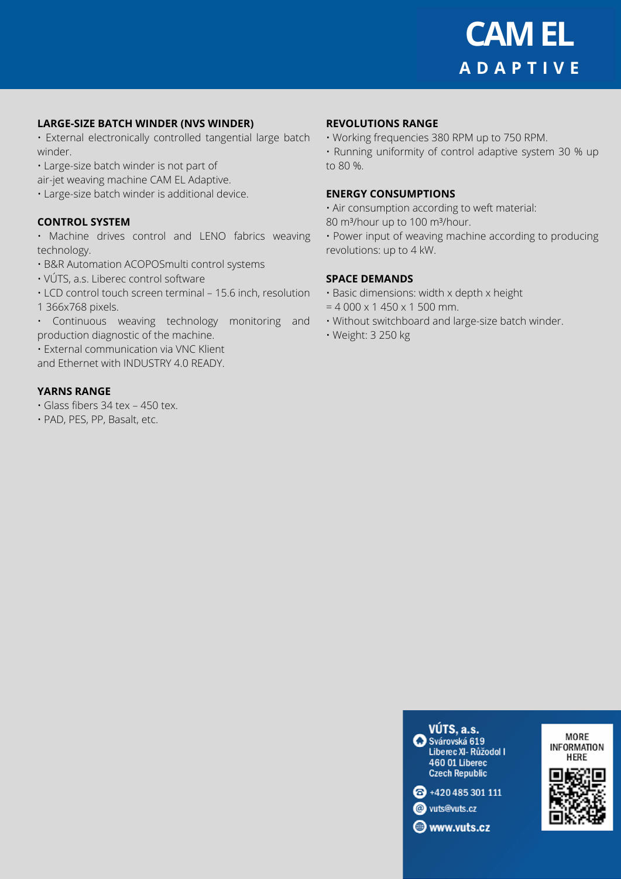# CAM EL
## ADAPTIVE

### LARGE-SIZE BATCH WINDER (NVS WINDER)

- External electronically controlled tangential large batch winder.
- Large-size batch winder is not part of air-jet weaving machine CAM EL Adaptive.
- Large-size batch winder is additional device.

### CONTROL SYSTEM

- Machine drives control and LENO fabrics weaving technology.
- B&R Automation ACOPOSmulti control systems
- VÚTS, a.s. Liberec control software
- LCD control touch screen terminal – 15.6 inch, resolution 1 366x768 pixels.
- Continuous weaving technology monitoring and production diagnostic of the machine.
- External communication via VNC Klient and Ethernet with INDUSTRY 4.0 READY.

### YARNS RANGE

- Glass fibers 34 tex – 450 tex.
- PAD, PES, PP, Basalt, etc.

### REVOLUTIONS RANGE

- Working frequencies 380 RPM up to 750 RPM.
- Running uniformity of control adaptive system 30 % up to 80 %.

### ENERGY CONSUMPTIONS

- Air consumption according to weft material: 80 m³/hour up to 100 m³/hour.
- Power input of weaving machine according to producing revolutions: up to 4 kW.

### SPACE DEMANDS

- Basic dimensions: width x depth x height = 4 000 x 1 450 x 1 500 mm.
- Without switchboard and large-size batch winder.
- Weight: 3 250 kg

**VÚTS, a.s.**
Svárovská 619
Liberec XI- Růžodol I
460 01 Liberec
Czech Republic

+420 485 301 111
vuts@vuts.cz
www.vuts.cz

MORE INFORMATION HERE